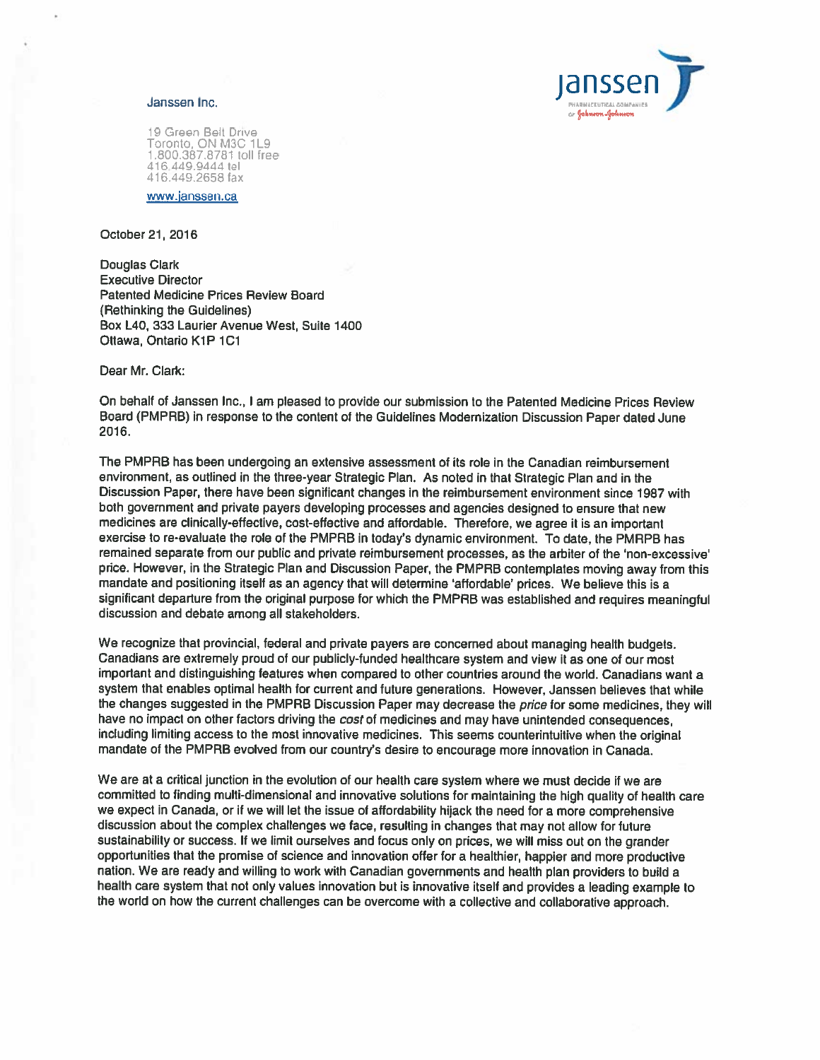Janssen Inc.

19 Green Belt Drive
Toronto, ON M3C 1L9
1.800.387.8781 toll free
416.449.9444 tel
416.449.2658 fax

www.janssen.ca

October 21, 2016

Douglas Clark
Executive Director
Patented Medicine Prices Review Board
(Rethinking the Guidelines)
Box L40, 333 Laurier Avenue West, Suite 1400
Ottawa, Ontario K1P 1C1

Dear Mr. Clark:

On behalf of Janssen Inc., I am pleased to provide our submission to the Patented Medicine Prices Review Board (PMPRB) in response to the content of the Guidelines Modernization Discussion Paper dated June 2016.

The PMPRB has been undergoing an extensive assessment of its role in the Canadian reimbursement environment, as outlined in the three-year Strategic Plan. As noted in that Strategic Plan and in the Discussion Paper, there have been significant changes in the reimbursement environment since 1987 with both government and private payers developing processes and agencies designed to ensure that new medicines are clinically-effective, cost-effective and affordable. Therefore, we agree it is an important exercise to re-evaluate the role of the PMPRB in today's dynamic environment. To date, the PMRPB has remained separate from our public and private reimbursement processes, as the arbiter of the 'non-excessive' price. However, in the Strategic Plan and Discussion Paper, the PMPRB contemplates moving away from this mandate and positioning itself as an agency that will determine 'affordable' prices. We believe this is a significant departure from the original purpose for which the PMPRB was established and requires meaningful discussion and debate among all stakeholders.

We recognize that provincial, federal and private payers are concerned about managing health budgets. Canadians are extremely proud of our publicly-funded healthcare system and view it as one of our most important and distinguishing features when compared to other countries around the world. Canadians want a system that enables optimal health for current and future generations. However, Janssen believes that while the changes suggested in the PMPRB Discussion Paper may decrease the *price* for some medicines, they will have no impact on other factors driving the *cost* of medicines and may have unintended consequences, including limiting access to the most innovative medicines. This seems counterintuitive when the original mandate of the PMPRB evolved from our country's desire to encourage more innovation in Canada.

We are at a critical junction in the evolution of our health care system where we must decide if we are committed to finding multi-dimensional and innovative solutions for maintaining the high quality of health care we expect in Canada, or if we will let the issue of affordability hijack the need for a more comprehensive discussion about the complex challenges we face, resulting in changes that may not allow for future sustainability or success. If we limit ourselves and focus only on prices, we will miss out on the grander opportunities that the promise of science and innovation offer for a healthier, happier and more productive nation. We are ready and willing to work with Canadian governments and health plan providers to build a health care system that not only values innovation but is innovative itself and provides a leading example to the world on how the current challenges can be overcome with a collective and collaborative approach.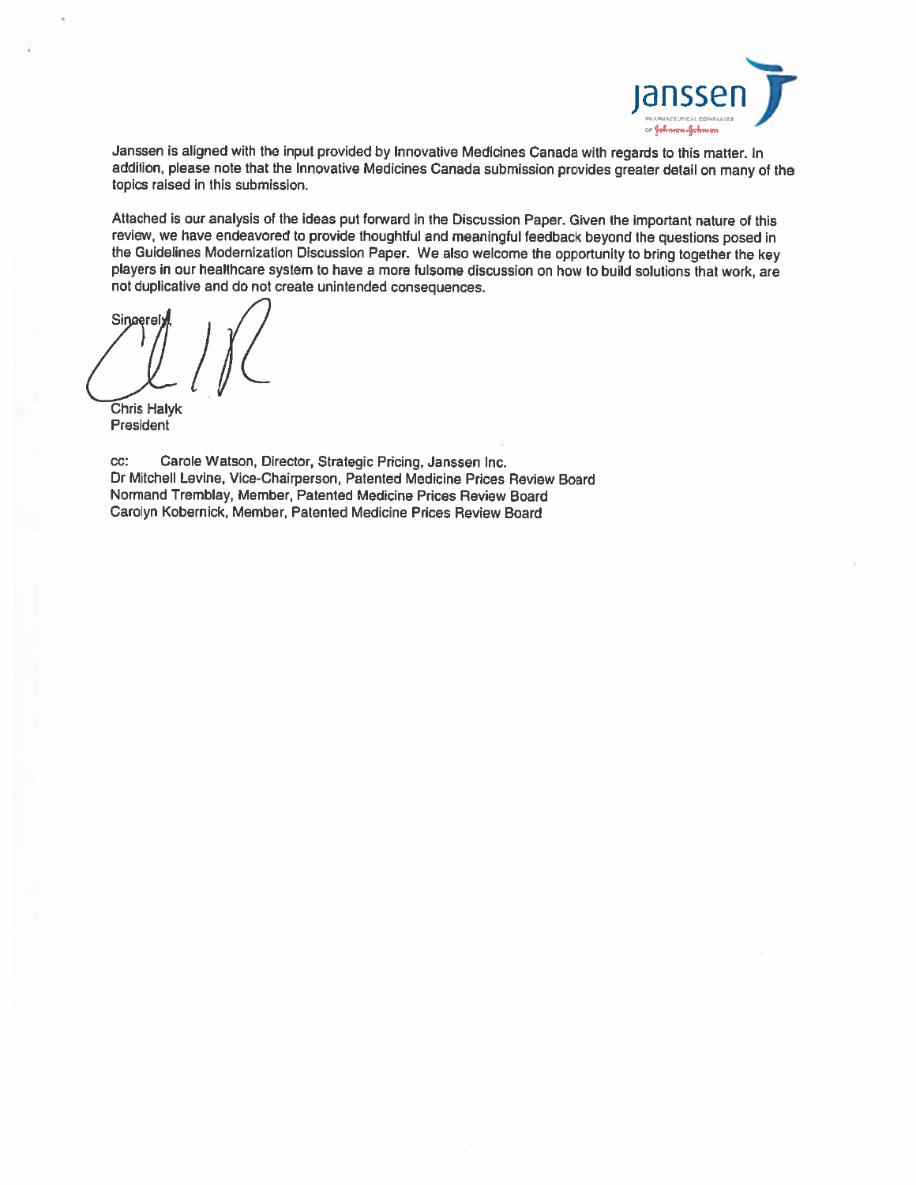Janssen is aligned with the input provided by Innovative Medicines Canada with regards to this matter. In addition, please note that the Innovative Medicines Canada submission provides greater detail on many of the topics raised in this submission.

Attached is our analysis of the ideas put forward in the Discussion Paper. Given the important nature of this review, we have endeavored to provide thoughtful and meaningful feedback beyond the questions posed in the Guidelines Modernization Discussion Paper. We also welcome the opportunity to bring together the key players in our healthcare system to have a more fulsome discussion on how to build solutions that work, are not duplicative and do not create unintended consequences.

Sincerely,

Chris Halyk
President

cc: Carole Watson, Director, Strategic Pricing, Janssen Inc.
Dr Mitchell Levine, Vice-Chairperson, Patented Medicine Prices Review Board
Normand Tremblay, Member, Patented Medicine Prices Review Board
Carolyn Kobernick, Member, Patented Medicine Prices Review Board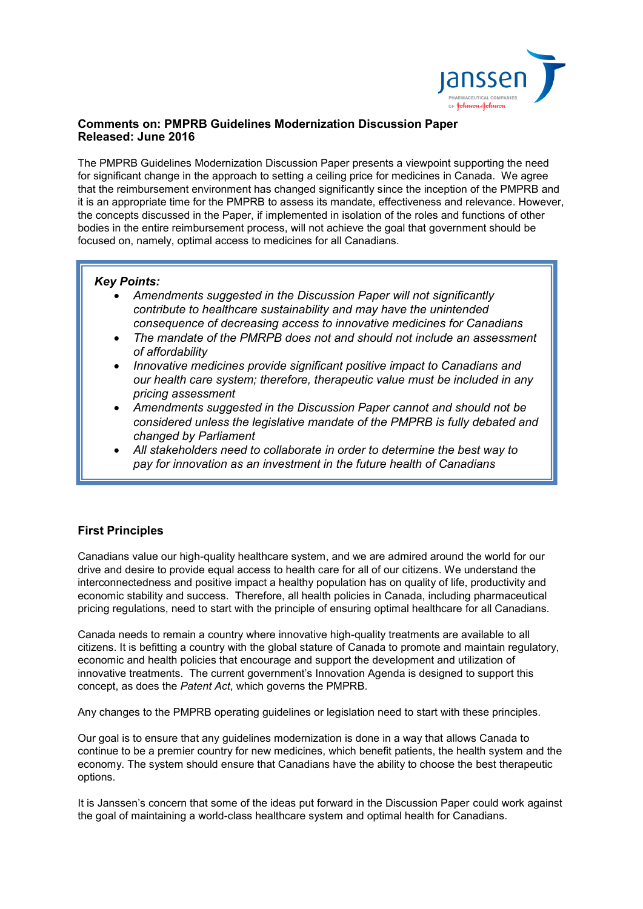**Comments on: PMPRB Guidelines Modernization Discussion Paper**
**Released: June 2016**

The PMPRB Guidelines Modernization Discussion Paper presents a viewpoint supporting the need for significant change in the approach to setting a ceiling price for medicines in Canada. We agree that the reimbursement environment has changed significantly since the inception of the PMPRB and it is an appropriate time for the PMPRB to assess its mandate, effectiveness and relevance. However, the concepts discussed in the Paper, if implemented in isolation of the roles and functions of other bodies in the entire reimbursement process, will not achieve the goal that government should be focused on, namely, optimal access to medicines for all Canadians.

***Key Points:***

- *Amendments suggested in the Discussion Paper will not significantly contribute to healthcare sustainability and may have the unintended consequence of decreasing access to innovative medicines for Canadians*
- *The mandate of the PMRPB does not and should not include an assessment of affordability*
- *Innovative medicines provide significant positive impact to Canadians and our health care system; therefore, therapeutic value must be included in any pricing assessment*
- *Amendments suggested in the Discussion Paper cannot and should not be considered unless the legislative mandate of the PMPRB is fully debated and changed by Parliament*
- *All stakeholders need to collaborate in order to determine the best way to pay for innovation as an investment in the future health of Canadians*

## First Principles

Canadians value our high-quality healthcare system, and we are admired around the world for our drive and desire to provide equal access to health care for all of our citizens. We understand the interconnectedness and positive impact a healthy population has on quality of life, productivity and economic stability and success. Therefore, all health policies in Canada, including pharmaceutical pricing regulations, need to start with the principle of ensuring optimal healthcare for all Canadians.

Canada needs to remain a country where innovative high-quality treatments are available to all citizens. It is befitting a country with the global stature of Canada to promote and maintain regulatory, economic and health policies that encourage and support the development and utilization of innovative treatments. The current government's Innovation Agenda is designed to support this concept, as does the *Patent Act*, which governs the PMPRB.

Any changes to the PMPRB operating guidelines or legislation need to start with these principles.

Our goal is to ensure that any guidelines modernization is done in a way that allows Canada to continue to be a premier country for new medicines, which benefit patients, the health system and the economy. The system should ensure that Canadians have the ability to choose the best therapeutic options.

It is Janssen's concern that some of the ideas put forward in the Discussion Paper could work against the goal of maintaining a world-class healthcare system and optimal health for Canadians.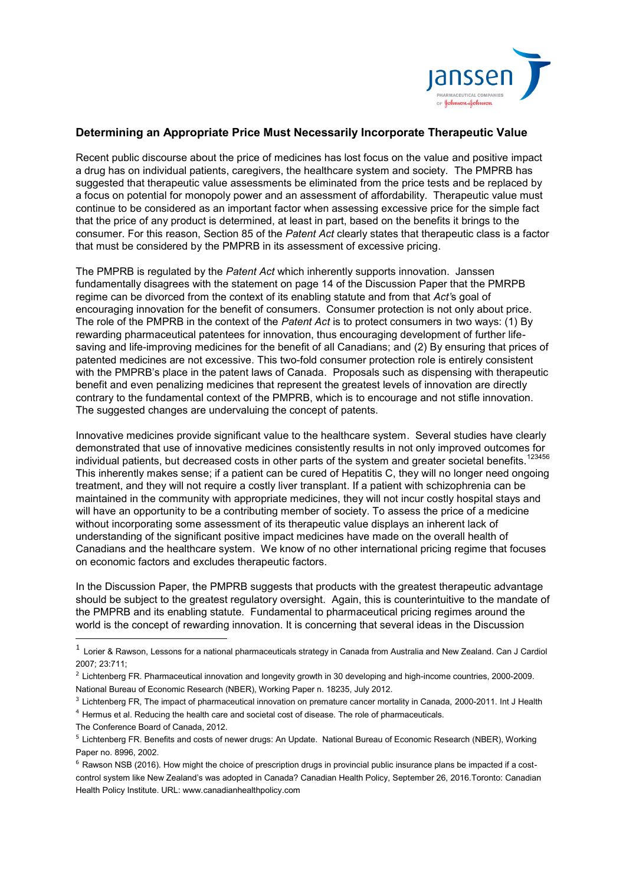## Determining an Appropriate Price Must Necessarily Incorporate Therapeutic Value

Recent public discourse about the price of medicines has lost focus on the value and positive impact a drug has on individual patients, caregivers, the healthcare system and society. The PMPRB has suggested that therapeutic value assessments be eliminated from the price tests and be replaced by a focus on potential for monopoly power and an assessment of affordability. Therapeutic value must continue to be considered as an important factor when assessing excessive price for the simple fact that the price of any product is determined, at least in part, based on the benefits it brings to the consumer. For this reason, Section 85 of the *Patent Act* clearly states that therapeutic class is a factor that must be considered by the PMPRB in its assessment of excessive pricing.

The PMPRB is regulated by the *Patent Act* which inherently supports innovation. Janssen fundamentally disagrees with the statement on page 14 of the Discussion Paper that the PMRPB regime can be divorced from the context of its enabling statute and from that *Act*'s goal of encouraging innovation for the benefit of consumers. Consumer protection is not only about price. The role of the PMPRB in the context of the *Patent Act* is to protect consumers in two ways: (1) By rewarding pharmaceutical patentees for innovation, thus encouraging development of further life-saving and life-improving medicines for the benefit of all Canadians; and (2) By ensuring that prices of patented medicines are not excessive. This two-fold consumer protection role is entirely consistent with the PMPRB's place in the patent laws of Canada. Proposals such as dispensing with therapeutic benefit and even penalizing medicines that represent the greatest levels of innovation are directly contrary to the fundamental context of the PMPRB, which is to encourage and not stifle innovation. The suggested changes are undervaluing the concept of patents.

Innovative medicines provide significant value to the healthcare system. Several studies have clearly demonstrated that use of innovative medicines consistently results in not only improved outcomes for individual patients, but decreased costs in other parts of the system and greater societal benefits.[1,2,3,4,5,6] This inherently makes sense; if a patient can be cured of Hepatitis C, they will no longer need ongoing treatment, and they will not require a costly liver transplant. If a patient with schizophrenia can be maintained in the community with appropriate medicines, they will not incur costly hospital stays and will have an opportunity to be a contributing member of society. To assess the price of a medicine without incorporating some assessment of its therapeutic value displays an inherent lack of understanding of the significant positive impact medicines have made on the overall health of Canadians and the healthcare system. We know of no other international pricing regime that focuses on economic factors and excludes therapeutic factors.

In the Discussion Paper, the PMPRB suggests that products with the greatest therapeutic advantage should be subject to the greatest regulatory oversight. Again, this is counterintuitive to the mandate of the PMPRB and its enabling statute. Fundamental to pharmaceutical pricing regimes around the world is the concept of rewarding innovation. It is concerning that several ideas in the Discussion

---

[1] Lorier & Rawson, Lessons for a national pharmaceuticals strategy in Canada from Australia and New Zealand. Can J Cardiol 2007; 23:711;

[2] Lichtenberg FR. Pharmaceutical innovation and longevity growth in 30 developing and high-income countries, 2000-2009. National Bureau of Economic Research (NBER), Working Paper n. 18235, July 2012.

[3] Lichtenberg FR, The impact of pharmaceutical innovation on premature cancer mortality in Canada, 2000-2011. Int J Health

[4] Hermus et al. Reducing the health care and societal cost of disease. The role of pharmaceuticals. The Conference Board of Canada, 2012.

[5] Lichtenberg FR. Benefits and costs of newer drugs: An Update. National Bureau of Economic Research (NBER), Working Paper no. 8996, 2002.

[6] Rawson NSB (2016). How might the choice of prescription drugs in provincial public insurance plans be impacted if a cost-control system like New Zealand's was adopted in Canada? Canadian Health Policy, September 26, 2016.Toronto: Canadian Health Policy Institute. URL: www.canadianhealthpolicy.com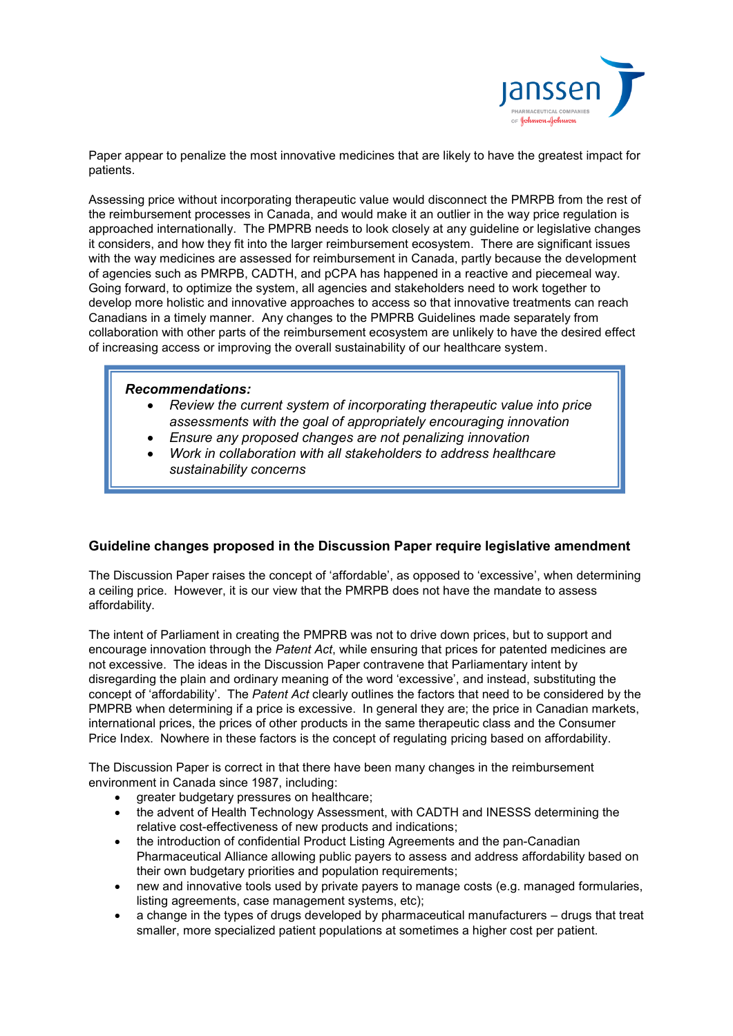Paper appear to penalize the most innovative medicines that are likely to have the greatest impact for patients.

Assessing price without incorporating therapeutic value would disconnect the PMRPB from the rest of the reimbursement processes in Canada, and would make it an outlier in the way price regulation is approached internationally. The PMPRB needs to look closely at any guideline or legislative changes it considers, and how they fit into the larger reimbursement ecosystem. There are significant issues with the way medicines are assessed for reimbursement in Canada, partly because the development of agencies such as PMRPB, CADTH, and pCPA has happened in a reactive and piecemeal way. Going forward, to optimize the system, all agencies and stakeholders need to work together to develop more holistic and innovative approaches to access so that innovative treatments can reach Canadians in a timely manner. Any changes to the PMPRB Guidelines made separately from collaboration with other parts of the reimbursement ecosystem are unlikely to have the desired effect of increasing access or improving the overall sustainability of our healthcare system.

> ***Recommendations:***
> - *Review the current system of incorporating therapeutic value into price assessments with the goal of appropriately encouraging innovation*
> - *Ensure any proposed changes are not penalizing innovation*
> - *Work in collaboration with all stakeholders to address healthcare sustainability concerns*

## Guideline changes proposed in the Discussion Paper require legislative amendment

The Discussion Paper raises the concept of 'affordable', as opposed to 'excessive', when determining a ceiling price. However, it is our view that the PMRPB does not have the mandate to assess affordability.

The intent of Parliament in creating the PMPRB was not to drive down prices, but to support and encourage innovation through the *Patent Act*, while ensuring that prices for patented medicines are not excessive. The ideas in the Discussion Paper contravene that Parliamentary intent by disregarding the plain and ordinary meaning of the word 'excessive', and instead, substituting the concept of 'affordability'. The *Patent Act* clearly outlines the factors that need to be considered by the PMPRB when determining if a price is excessive. In general they are; the price in Canadian markets, international prices, the prices of other products in the same therapeutic class and the Consumer Price Index. Nowhere in these factors is the concept of regulating pricing based on affordability.

The Discussion Paper is correct in that there have been many changes in the reimbursement environment in Canada since 1987, including:

- greater budgetary pressures on healthcare;
- the advent of Health Technology Assessment, with CADTH and INESSS determining the relative cost-effectiveness of new products and indications;
- the introduction of confidential Product Listing Agreements and the pan-Canadian Pharmaceutical Alliance allowing public payers to assess and address affordability based on their own budgetary priorities and population requirements;
- new and innovative tools used by private payers to manage costs (e.g. managed formularies, listing agreements, case management systems, etc);
- a change in the types of drugs developed by pharmaceutical manufacturers – drugs that treat smaller, more specialized patient populations at sometimes a higher cost per patient.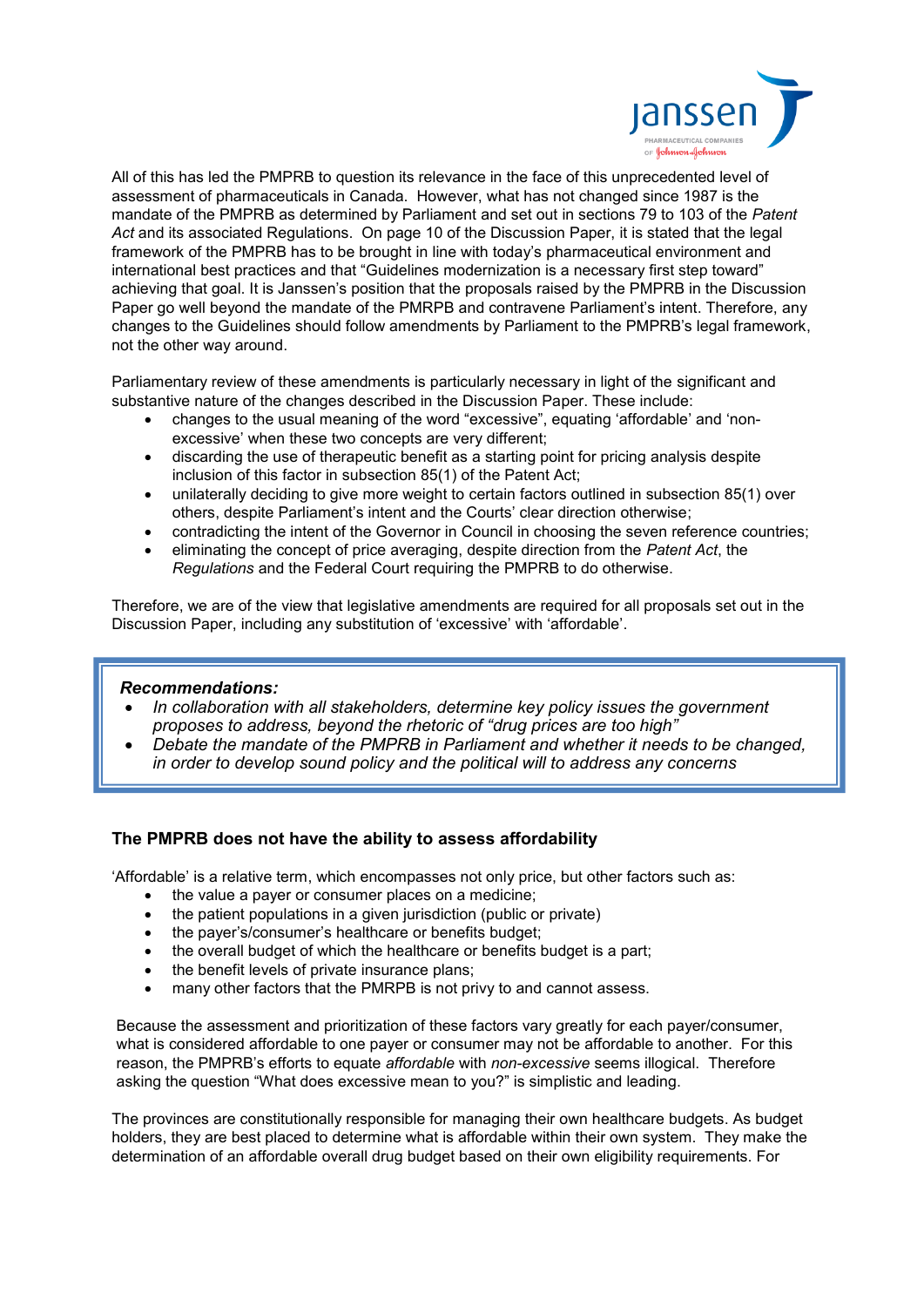All of this has led the PMPRB to question its relevance in the face of this unprecedented level of assessment of pharmaceuticals in Canada. However, what has not changed since 1987 is the mandate of the PMPRB as determined by Parliament and set out in sections 79 to 103 of the *Patent Act* and its associated Regulations. On page 10 of the Discussion Paper, it is stated that the legal framework of the PMPRB has to be brought in line with today's pharmaceutical environment and international best practices and that "Guidelines modernization is a necessary first step toward" achieving that goal. It is Janssen's position that the proposals raised by the PMPRB in the Discussion Paper go well beyond the mandate of the PMRPB and contravene Parliament's intent. Therefore, any changes to the Guidelines should follow amendments by Parliament to the PMPRB's legal framework, not the other way around.

Parliamentary review of these amendments is particularly necessary in light of the significant and substantive nature of the changes described in the Discussion Paper. These include:

- changes to the usual meaning of the word "excessive", equating 'affordable' and 'non-excessive' when these two concepts are very different;
- discarding the use of therapeutic benefit as a starting point for pricing analysis despite inclusion of this factor in subsection 85(1) of the Patent Act;
- unilaterally deciding to give more weight to certain factors outlined in subsection 85(1) over others, despite Parliament's intent and the Courts' clear direction otherwise;
- contradicting the intent of the Governor in Council in choosing the seven reference countries;
- eliminating the concept of price averaging, despite direction from the *Patent Act*, the *Regulations* and the Federal Court requiring the PMPRB to do otherwise.

Therefore, we are of the view that legislative amendments are required for all proposals set out in the Discussion Paper, including any substitution of 'excessive' with 'affordable'.

> ***Recommendations:***
>
> - *In collaboration with all stakeholders, determine key policy issues the government proposes to address, beyond the rhetoric of "drug prices are too high"*
> - *Debate the mandate of the PMPRB in Parliament and whether it needs to be changed, in order to develop sound policy and the political will to address any concerns*

### The PMPRB does not have the ability to assess affordability

'Affordable' is a relative term, which encompasses not only price, but other factors such as:

- the value a payer or consumer places on a medicine;
- the patient populations in a given jurisdiction (public or private)
- the payer's/consumer's healthcare or benefits budget;
- the overall budget of which the healthcare or benefits budget is a part;
- the benefit levels of private insurance plans;
- many other factors that the PMRPB is not privy to and cannot assess.

Because the assessment and prioritization of these factors vary greatly for each payer/consumer, what is considered affordable to one payer or consumer may not be affordable to another. For this reason, the PMPRB's efforts to equate *affordable* with *non-excessive* seems illogical. Therefore asking the question "What does excessive mean to you?" is simplistic and leading.

The provinces are constitutionally responsible for managing their own healthcare budgets. As budget holders, they are best placed to determine what is affordable within their own system. They make the determination of an affordable overall drug budget based on their own eligibility requirements. For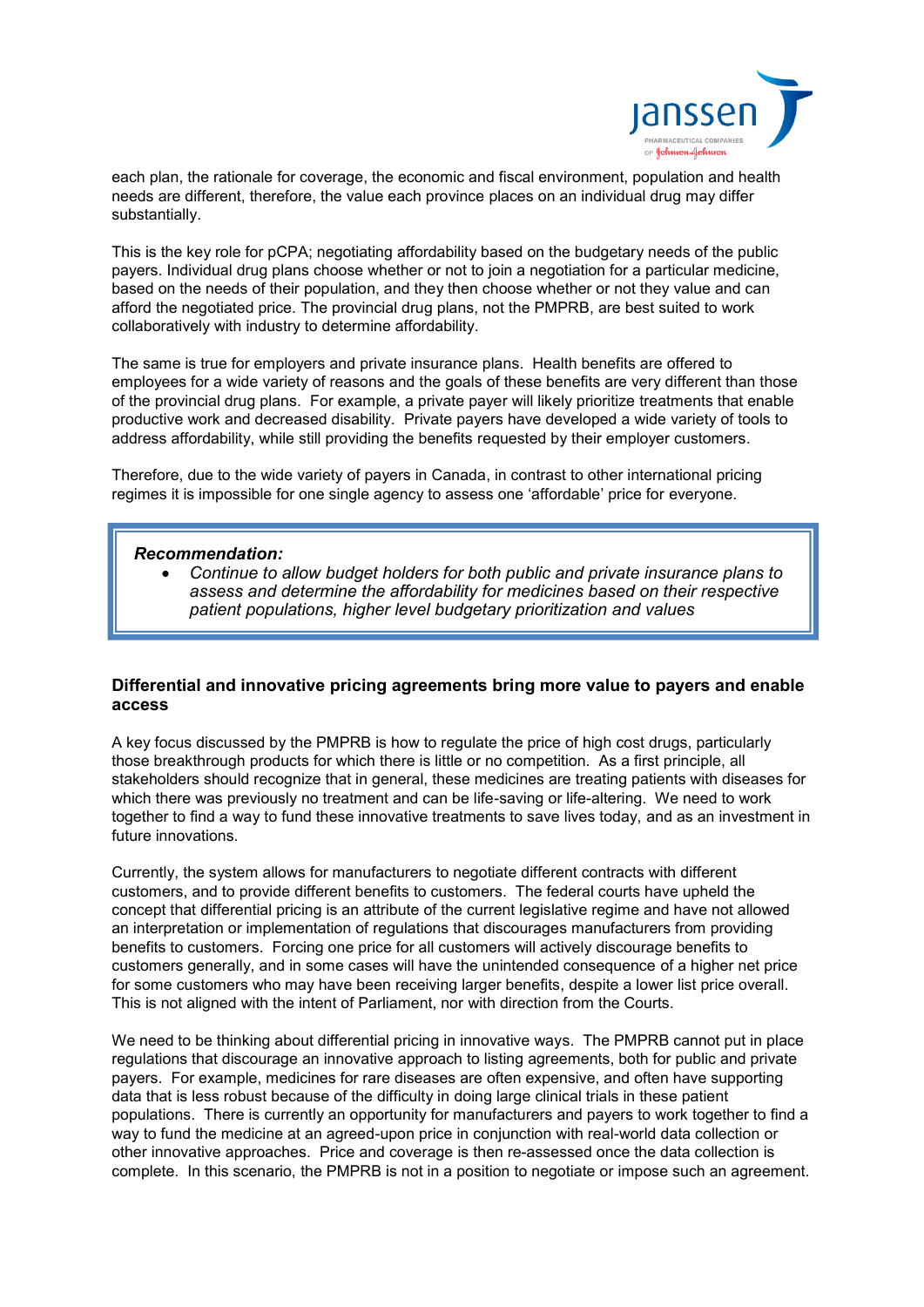each plan, the rationale for coverage, the economic and fiscal environment, population and health needs are different, therefore, the value each province places on an individual drug may differ substantially.

This is the key role for pCPA; negotiating affordability based on the budgetary needs of the public payers. Individual drug plans choose whether or not to join a negotiation for a particular medicine, based on the needs of their population, and they then choose whether or not they value and can afford the negotiated price. The provincial drug plans, not the PMPRB, are best suited to work collaboratively with industry to determine affordability.

The same is true for employers and private insurance plans. Health benefits are offered to employees for a wide variety of reasons and the goals of these benefits are very different than those of the provincial drug plans. For example, a private payer will likely prioritize treatments that enable productive work and decreased disability. Private payers have developed a wide variety of tools to address affordability, while still providing the benefits requested by their employer customers.

Therefore, due to the wide variety of payers in Canada, in contrast to other international pricing regimes it is impossible for one single agency to assess one 'affordable' price for everyone.

> ***Recommendation:***
> - *Continue to allow budget holders for both public and private insurance plans to assess and determine the affordability for medicines based on their respective patient populations, higher level budgetary prioritization and values*

**Differential and innovative pricing agreements bring more value to payers and enable access**

A key focus discussed by the PMPRB is how to regulate the price of high cost drugs, particularly those breakthrough products for which there is little or no competition. As a first principle, all stakeholders should recognize that in general, these medicines are treating patients with diseases for which there was previously no treatment and can be life-saving or life-altering. We need to work together to find a way to fund these innovative treatments to save lives today, and as an investment in future innovations.

Currently, the system allows for manufacturers to negotiate different contracts with different customers, and to provide different benefits to customers. The federal courts have upheld the concept that differential pricing is an attribute of the current legislative regime and have not allowed an interpretation or implementation of regulations that discourages manufacturers from providing benefits to customers. Forcing one price for all customers will actively discourage benefits to customers generally, and in some cases will have the unintended consequence of a higher net price for some customers who may have been receiving larger benefits, despite a lower list price overall. This is not aligned with the intent of Parliament, nor with direction from the Courts.

We need to be thinking about differential pricing in innovative ways. The PMPRB cannot put in place regulations that discourage an innovative approach to listing agreements, both for public and private payers. For example, medicines for rare diseases are often expensive, and often have supporting data that is less robust because of the difficulty in doing large clinical trials in these patient populations. There is currently an opportunity for manufacturers and payers to work together to find a way to fund the medicine at an agreed-upon price in conjunction with real-world data collection or other innovative approaches. Price and coverage is then re-assessed once the data collection is complete. In this scenario, the PMPRB is not in a position to negotiate or impose such an agreement.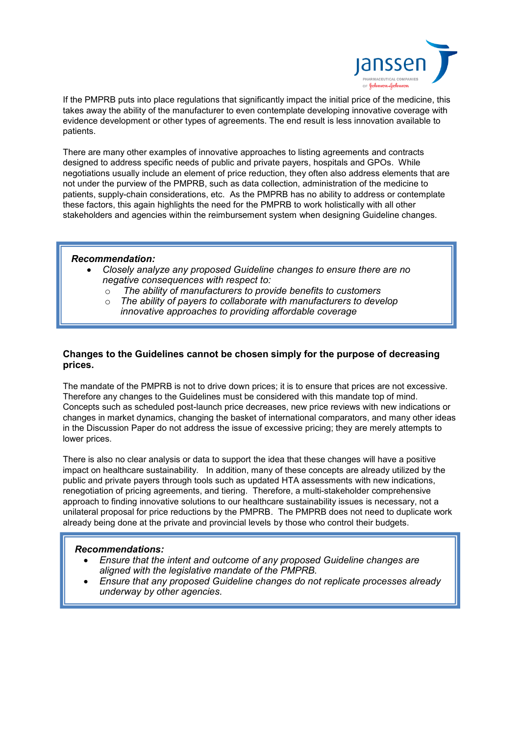If the PMPRB puts into place regulations that significantly impact the initial price of the medicine, this takes away the ability of the manufacturer to even contemplate developing innovative coverage with evidence development or other types of agreements. The end result is less innovation available to patients.

There are many other examples of innovative approaches to listing agreements and contracts designed to address specific needs of public and private payers, hospitals and GPOs. While negotiations usually include an element of price reduction, they often also address elements that are not under the purview of the PMPRB, such as data collection, administration of the medicine to patients, supply-chain considerations, etc. As the PMPRB has no ability to address or contemplate these factors, this again highlights the need for the PMPRB to work holistically with all other stakeholders and agencies within the reimbursement system when designing Guideline changes.

***Recommendation:***

- *Closely analyze any proposed Guideline changes to ensure there are no negative consequences with respect to:*
  - *The ability of manufacturers to provide benefits to customers*
  - *The ability of payers to collaborate with manufacturers to develop innovative approaches to providing affordable coverage*

**Changes to the Guidelines cannot be chosen simply for the purpose of decreasing prices.**

The mandate of the PMPRB is not to drive down prices; it is to ensure that prices are not excessive. Therefore any changes to the Guidelines must be considered with this mandate top of mind. Concepts such as scheduled post-launch price decreases, new price reviews with new indications or changes in market dynamics, changing the basket of international comparators, and many other ideas in the Discussion Paper do not address the issue of excessive pricing; they are merely attempts to lower prices.

There is also no clear analysis or data to support the idea that these changes will have a positive impact on healthcare sustainability. In addition, many of these concepts are already utilized by the public and private payers through tools such as updated HTA assessments with new indications, renegotiation of pricing agreements, and tiering. Therefore, a multi-stakeholder comprehensive approach to finding innovative solutions to our healthcare sustainability issues is necessary, not a unilateral proposal for price reductions by the PMPRB. The PMPRB does not need to duplicate work already being done at the private and provincial levels by those who control their budgets.

***Recommendations:***

- *Ensure that the intent and outcome of any proposed Guideline changes are aligned with the legislative mandate of the PMPRB.*
- *Ensure that any proposed Guideline changes do not replicate processes already underway by other agencies.*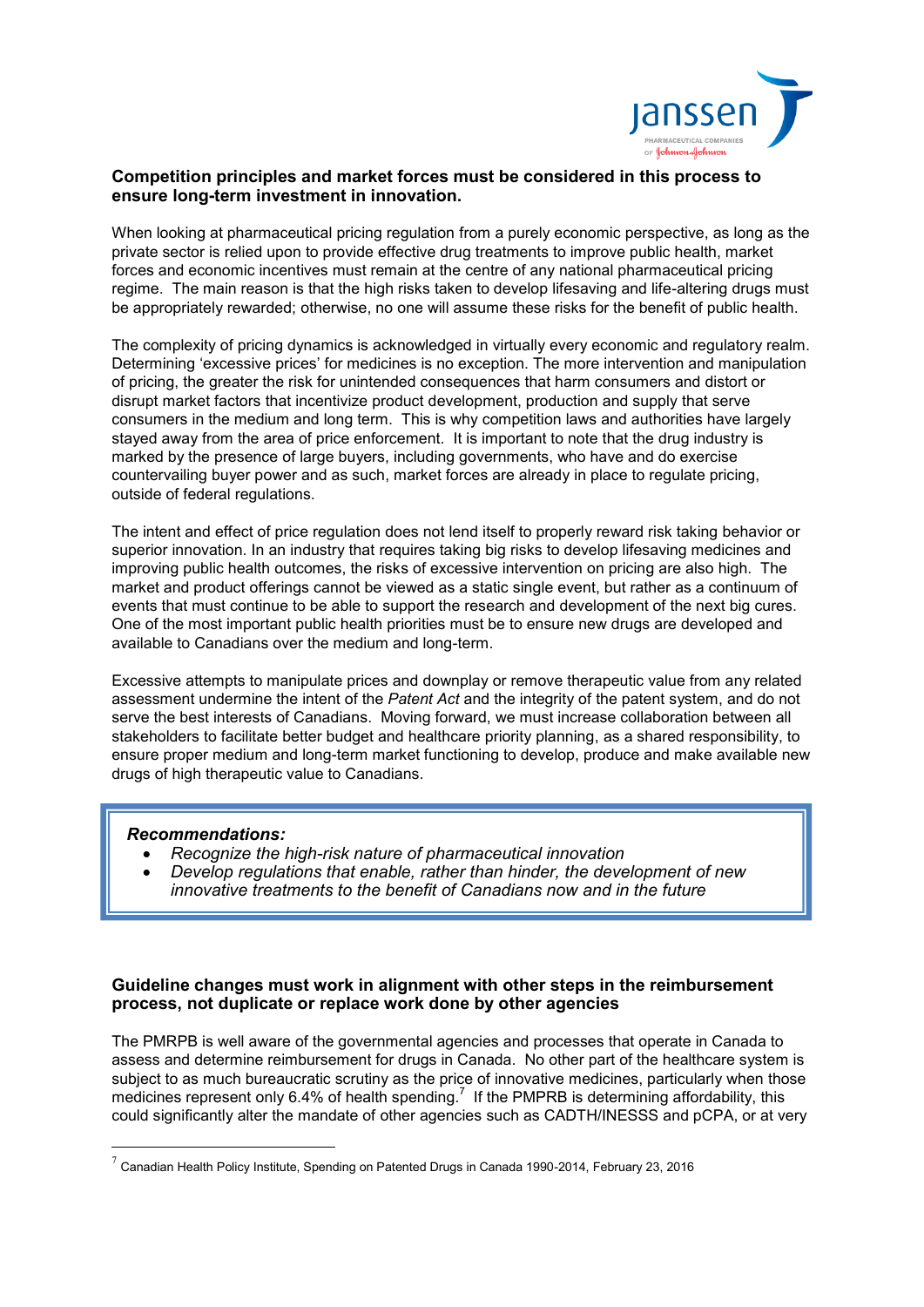**Competition principles and market forces must be considered in this process to ensure long-term investment in innovation.**

When looking at pharmaceutical pricing regulation from a purely economic perspective, as long as the private sector is relied upon to provide effective drug treatments to improve public health, market forces and economic incentives must remain at the centre of any national pharmaceutical pricing regime. The main reason is that the high risks taken to develop lifesaving and life-altering drugs must be appropriately rewarded; otherwise, no one will assume these risks for the benefit of public health.

The complexity of pricing dynamics is acknowledged in virtually every economic and regulatory realm. Determining 'excessive prices' for medicines is no exception. The more intervention and manipulation of pricing, the greater the risk for unintended consequences that harm consumers and distort or disrupt market factors that incentivize product development, production and supply that serve consumers in the medium and long term. This is why competition laws and authorities have largely stayed away from the area of price enforcement. It is important to note that the drug industry is marked by the presence of large buyers, including governments, who have and do exercise countervailing buyer power and as such, market forces are already in place to regulate pricing, outside of federal regulations.

The intent and effect of price regulation does not lend itself to properly reward risk taking behavior or superior innovation. In an industry that requires taking big risks to develop lifesaving medicines and improving public health outcomes, the risks of excessive intervention on pricing are also high. The market and product offerings cannot be viewed as a static single event, but rather as a continuum of events that must continue to be able to support the research and development of the next big cures. One of the most important public health priorities must be to ensure new drugs are developed and available to Canadians over the medium and long-term.

Excessive attempts to manipulate prices and downplay or remove therapeutic value from any related assessment undermine the intent of the *Patent Act* and the integrity of the patent system, and do not serve the best interests of Canadians. Moving forward, we must increase collaboration between all stakeholders to facilitate better budget and healthcare priority planning, as a shared responsibility, to ensure proper medium and long-term market functioning to develop, produce and make available new drugs of high therapeutic value to Canadians.

***Recommendations:***

- *Recognize the high-risk nature of pharmaceutical innovation*
- *Develop regulations that enable, rather than hinder, the development of new innovative treatments to the benefit of Canadians now and in the future*

**Guideline changes must work in alignment with other steps in the reimbursement process, not duplicate or replace work done by other agencies**

The PMRPB is well aware of the governmental agencies and processes that operate in Canada to assess and determine reimbursement for drugs in Canada. No other part of the healthcare system is subject to as much bureaucratic scrutiny as the price of innovative medicines, particularly when those medicines represent only 6.4% of health spending.[7] If the PMPRB is determining affordability, this could significantly alter the mandate of other agencies such as CADTH/INESSS and pCPA, or at very

[7] Canadian Health Policy Institute, Spending on Patented Drugs in Canada 1990-2014, February 23, 2016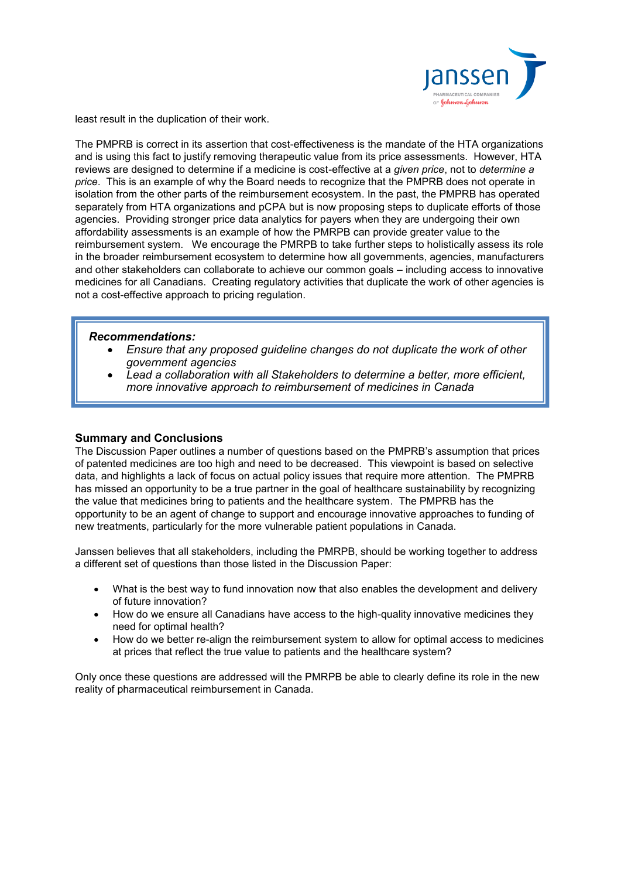least result in the duplication of their work.

The PMPRB is correct in its assertion that cost-effectiveness is the mandate of the HTA organizations and is using this fact to justify removing therapeutic value from its price assessments. However, HTA reviews are designed to determine if a medicine is cost-effective at a *given price*, not to *determine a price*. This is an example of why the Board needs to recognize that the PMPRB does not operate in isolation from the other parts of the reimbursement ecosystem. In the past, the PMPRB has operated separately from HTA organizations and pCPA but is now proposing steps to duplicate efforts of those agencies. Providing stronger price data analytics for payers when they are undergoing their own affordability assessments is an example of how the PMRPB can provide greater value to the reimbursement system. We encourage the PMPRB to take further steps to holistically assess its role in the broader reimbursement ecosystem to determine how all governments, agencies, manufacturers and other stakeholders can collaborate to achieve our common goals – including access to innovative medicines for all Canadians. Creating regulatory activities that duplicate the work of other agencies is not a cost-effective approach to pricing regulation.

***Recommendations:***

- *Ensure that any proposed guideline changes do not duplicate the work of other government agencies*
- *Lead a collaboration with all Stakeholders to determine a better, more efficient, more innovative approach to reimbursement of medicines in Canada*

## Summary and Conclusions

The Discussion Paper outlines a number of questions based on the PMPRB's assumption that prices of patented medicines are too high and need to be decreased. This viewpoint is based on selective data, and highlights a lack of focus on actual policy issues that require more attention. The PMPRB has missed an opportunity to be a true partner in the goal of healthcare sustainability by recognizing the value that medicines bring to patients and the healthcare system. The PMPRB has the opportunity to be an agent of change to support and encourage innovative approaches to funding of new treatments, particularly for the more vulnerable patient populations in Canada.

Janssen believes that all stakeholders, including the PMRPB, should be working together to address a different set of questions than those listed in the Discussion Paper:

- What is the best way to fund innovation now that also enables the development and delivery of future innovation?
- How do we ensure all Canadians have access to the high-quality innovative medicines they need for optimal health?
- How do we better re-align the reimbursement system to allow for optimal access to medicines at prices that reflect the true value to patients and the healthcare system?

Only once these questions are addressed will the PMRPB be able to clearly define its role in the new reality of pharmaceutical reimbursement in Canada.